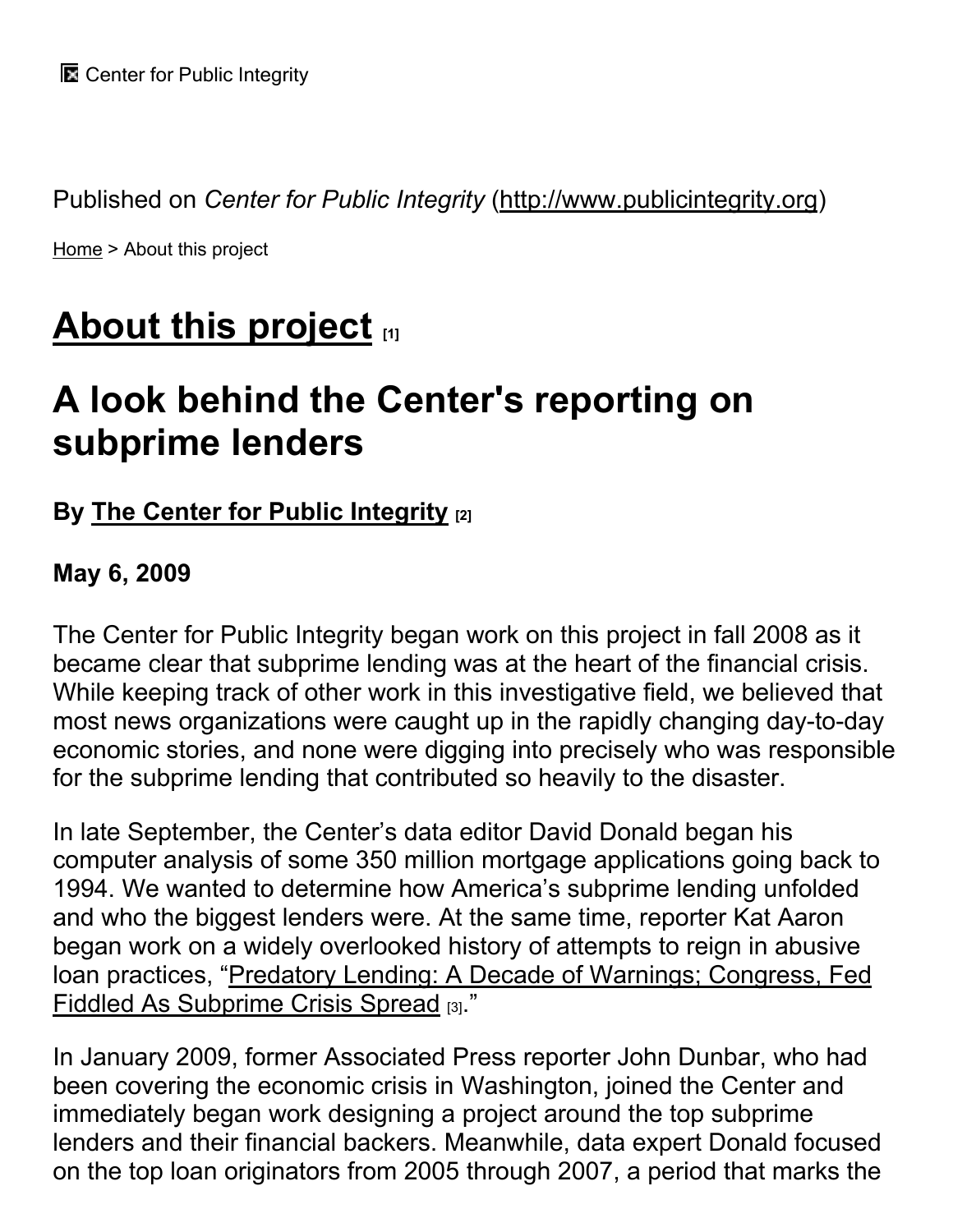Center for Public Integrity

Published on *Center for Public Integrity* (http://www.publicintegrity.org)

Home > About this project

# About this project [1]

# A look behind the Center's reporting on subprime lenders

**By The Center for Public Integrity [2]**

**May 6, 2009**

The Center for Public Integrity began work on this project in fall 2008 as it became clear that subprime lending was at the heart of the financial crisis. While keeping track of other work in this investigative field, we believed that most news organizations were caught up in the rapidly changing day-to-day economic stories, and none were digging into precisely who was responsible for the subprime lending that contributed so heavily to the disaster.

In late September, the Center's data editor David Donald began his computer analysis of some 350 million mortgage applications going back to 1994. We wanted to determine how America's subprime lending unfolded and who the biggest lenders were. At the same time, reporter Kat Aaron began work on a widely overlooked history of attempts to reign in abusive loan practices, "Predatory Lending: A Decade of Warnings; Congress, Fed Fiddled As Subprime Crisis Spread [3]."

In January 2009, former Associated Press reporter John Dunbar, who had been covering the economic crisis in Washington, joined the Center and immediately began work designing a project around the top subprime lenders and their financial backers. Meanwhile, data expert Donald focused on the top loan originators from 2005 through 2007, a period that marks the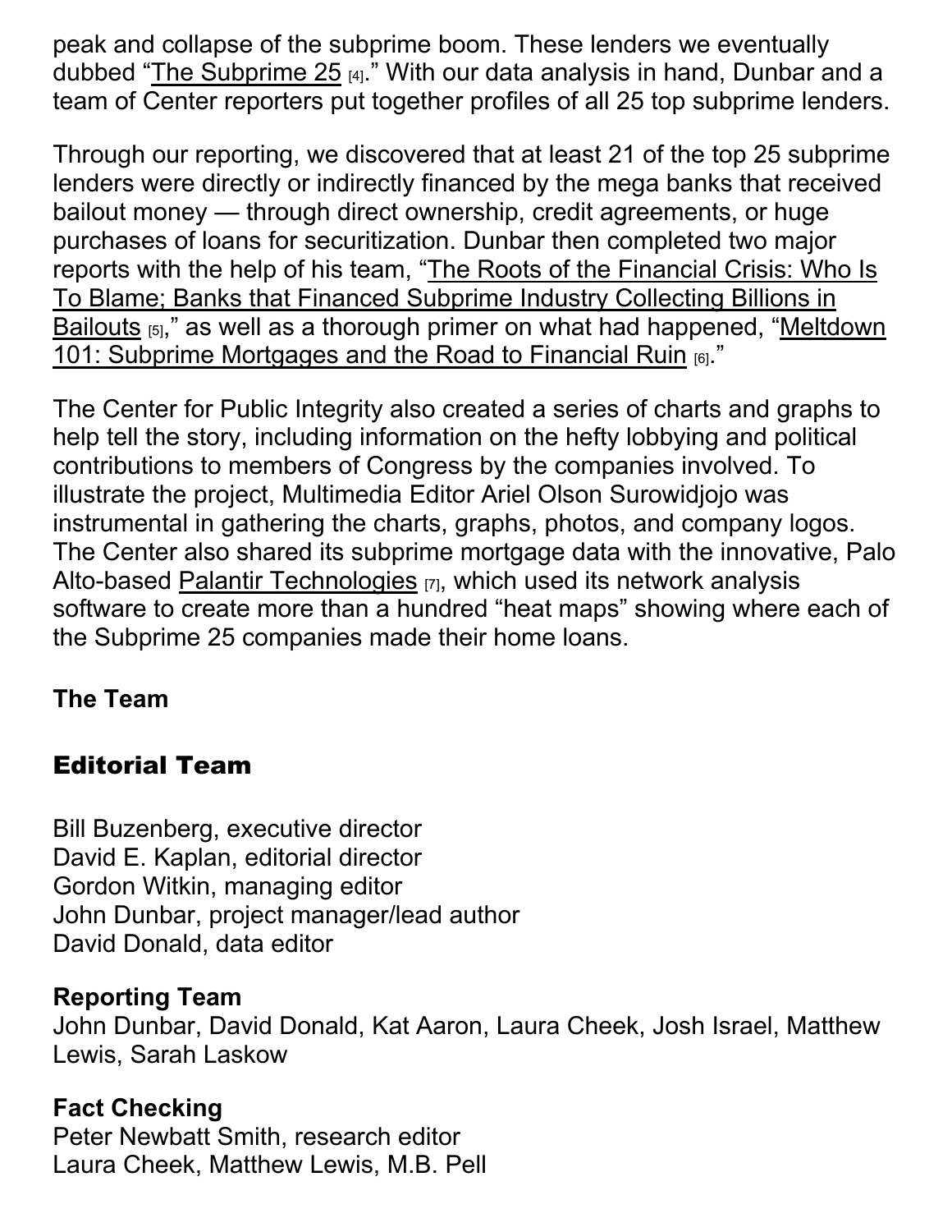peak and collapse of the subprime boom. These lenders we eventually dubbed "The Subprime 25 [4]." With our data analysis in hand, Dunbar and a team of Center reporters put together profiles of all 25 top subprime lenders.

Through our reporting, we discovered that at least 21 of the top 25 subprime lenders were directly or indirectly financed by the mega banks that received bailout money — through direct ownership, credit agreements, or huge purchases of loans for securitization. Dunbar then completed two major reports with the help of his team, "The Roots of the Financial Crisis: Who Is To Blame; Banks that Financed Subprime Industry Collecting Billions in Bailouts [5]," as well as a thorough primer on what had happened, "Meltdown 101: Subprime Mortgages and the Road to Financial Ruin [6]."

The Center for Public Integrity also created a series of charts and graphs to help tell the story, including information on the hefty lobbying and political contributions to members of Congress by the companies involved. To illustrate the project, Multimedia Editor Ariel Olson Surowidjojo was instrumental in gathering the charts, graphs, photos, and company logos. The Center also shared its subprime mortgage data with the innovative, Palo Alto-based Palantir Technologies [7], which used its network analysis software to create more than a hundred "heat maps" showing where each of the Subprime 25 companies made their home loans.

**The Team**

## Editorial Team

Bill Buzenberg, executive director
David E. Kaplan, editorial director
Gordon Witkin, managing editor
John Dunbar, project manager/lead author
David Donald, data editor

**Reporting Team**
John Dunbar, David Donald, Kat Aaron, Laura Cheek, Josh Israel, Matthew Lewis, Sarah Laskow

**Fact Checking**
Peter Newbatt Smith, research editor
Laura Cheek, Matthew Lewis, M.B. Pell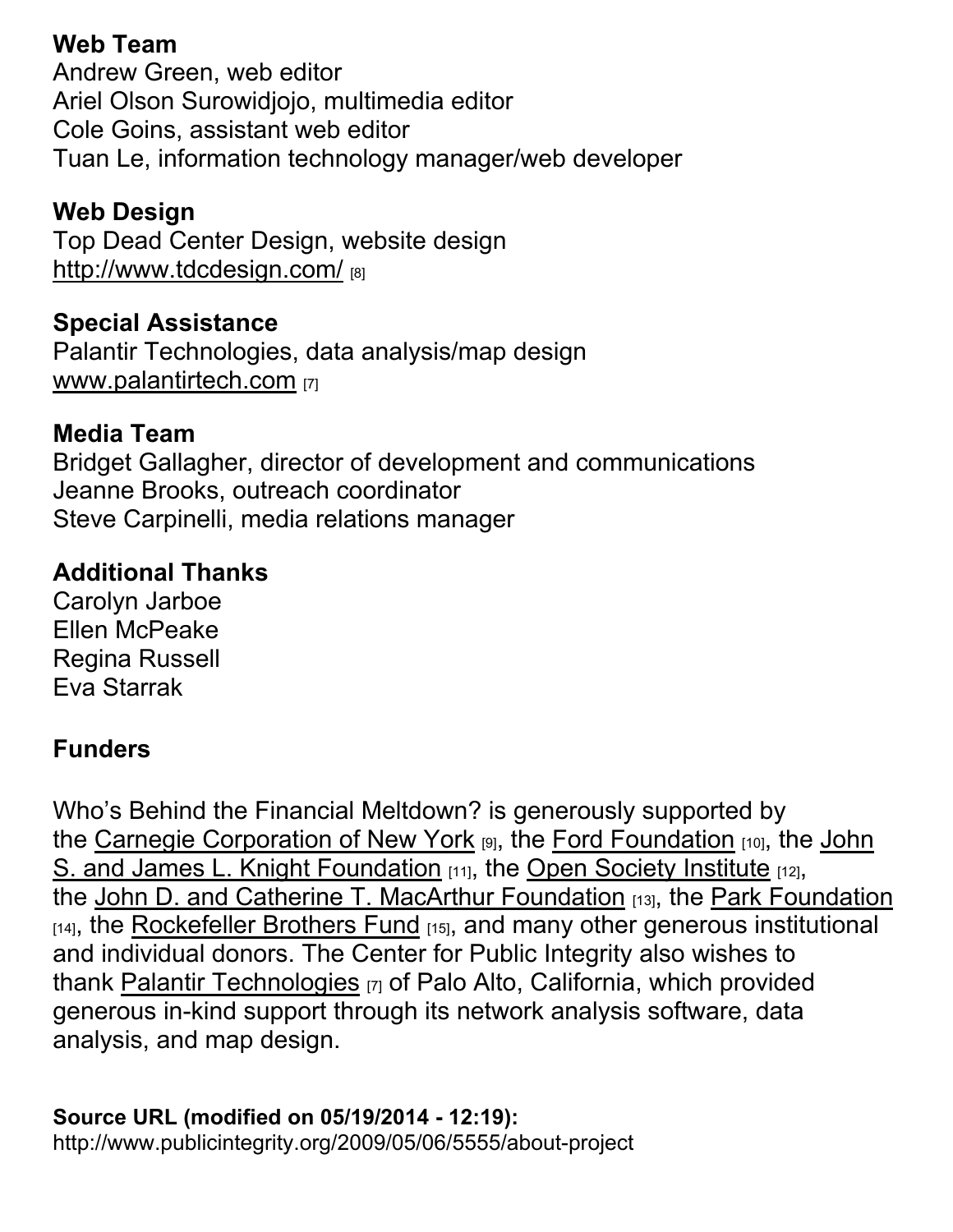**Web Team**
Andrew Green, web editor
Ariel Olson Surowidjojo, multimedia editor
Cole Goins, assistant web editor
Tuan Le, information technology manager/web developer

**Web Design**
Top Dead Center Design, website design
http://www.tdcdesign.com/ [8]

**Special Assistance**
Palantir Technologies, data analysis/map design
www.palantirtech.com [7]

**Media Team**
Bridget Gallagher, director of development and communications
Jeanne Brooks, outreach coordinator
Steve Carpinelli, media relations manager

**Additional Thanks**
Carolyn Jarboe
Ellen McPeake
Regina Russell
Eva Starrak

**Funders**

Who's Behind the Financial Meltdown? is generously supported by the Carnegie Corporation of New York [9], the Ford Foundation [10], the John S. and James L. Knight Foundation [11], the Open Society Institute [12], the John D. and Catherine T. MacArthur Foundation [13], the Park Foundation [14], the Rockefeller Brothers Fund [15], and many other generous institutional and individual donors. The Center for Public Integrity also wishes to thank Palantir Technologies [7] of Palo Alto, California, which provided generous in-kind support through its network analysis software, data analysis, and map design.

**Source URL (modified on 05/19/2014 - 12:19):**
http://www.publicintegrity.org/2009/05/06/5555/about-project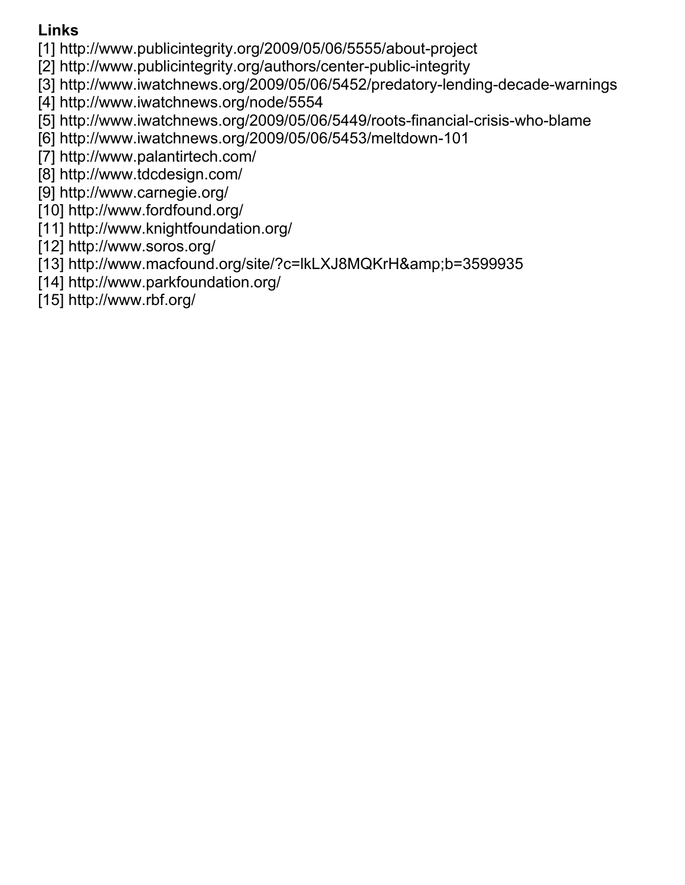**Links**

[1] http://www.publicintegrity.org/2009/05/06/5555/about-project
[2] http://www.publicintegrity.org/authors/center-public-integrity
[3] http://www.iwatchnews.org/2009/05/06/5452/predatory-lending-decade-warnings
[4] http://www.iwatchnews.org/node/5554
[5] http://www.iwatchnews.org/2009/05/06/5449/roots-financial-crisis-who-blame
[6] http://www.iwatchnews.org/2009/05/06/5453/meltdown-101
[7] http://www.palantirtech.com/
[8] http://www.tdcdesign.com/
[9] http://www.carnegie.org/
[10] http://www.fordfound.org/
[11] http://www.knightfoundation.org/
[12] http://www.soros.org/
[13] http://www.macfound.org/site/?c=lkLXJ8MQKrH&amp;b=3599935
[14] http://www.parkfoundation.org/
[15] http://www.rbf.org/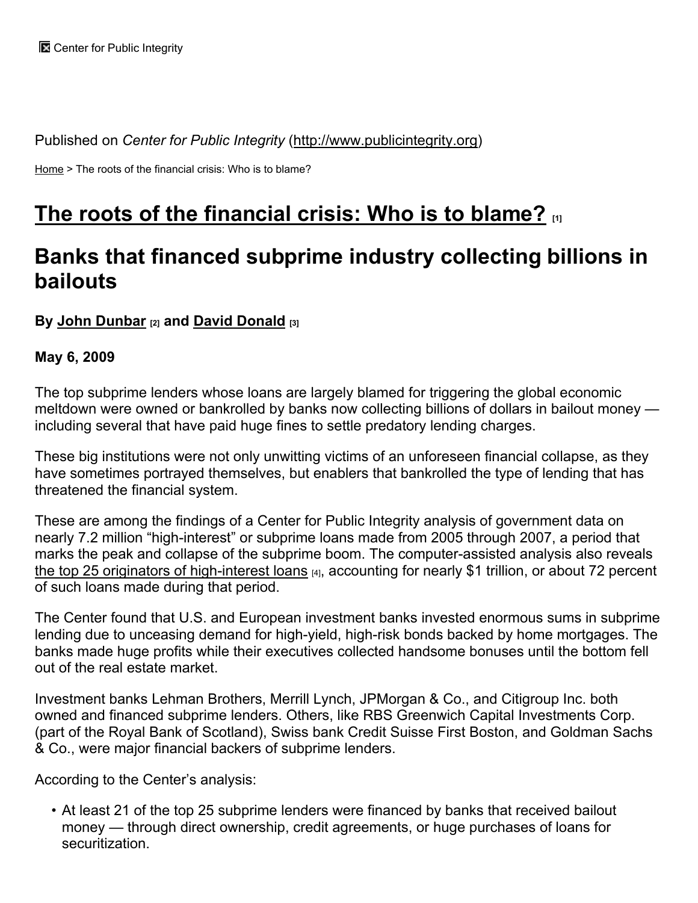Center for Public Integrity

Published on *Center for Public Integrity* (http://www.publicintegrity.org)

Home > The roots of the financial crisis: Who is to blame?

# The roots of the financial crisis: Who is to blame? [1]

## Banks that financed subprime industry collecting billions in bailouts

**By John Dunbar [2] and David Donald [3]**

**May 6, 2009**

The top subprime lenders whose loans are largely blamed for triggering the global economic meltdown were owned or bankrolled by banks now collecting billions of dollars in bailout money — including several that have paid huge fines to settle predatory lending charges.

These big institutions were not only unwitting victims of an unforeseen financial collapse, as they have sometimes portrayed themselves, but enablers that bankrolled the type of lending that has threatened the financial system.

These are among the findings of a Center for Public Integrity analysis of government data on nearly 7.2 million "high-interest" or subprime loans made from 2005 through 2007, a period that marks the peak and collapse of the subprime boom. The computer-assisted analysis also reveals the top 25 originators of high-interest loans [4], accounting for nearly $1 trillion, or about 72 percent of such loans made during that period.

The Center found that U.S. and European investment banks invested enormous sums in subprime lending due to unceasing demand for high-yield, high-risk bonds backed by home mortgages. The banks made huge profits while their executives collected handsome bonuses until the bottom fell out of the real estate market.

Investment banks Lehman Brothers, Merrill Lynch, JPMorgan & Co., and Citigroup Inc. both owned and financed subprime lenders. Others, like RBS Greenwich Capital Investments Corp. (part of the Royal Bank of Scotland), Swiss bank Credit Suisse First Boston, and Goldman Sachs & Co., were major financial backers of subprime lenders.

According to the Center's analysis:

- At least 21 of the top 25 subprime lenders were financed by banks that received bailout money — through direct ownership, credit agreements, or huge purchases of loans for securitization.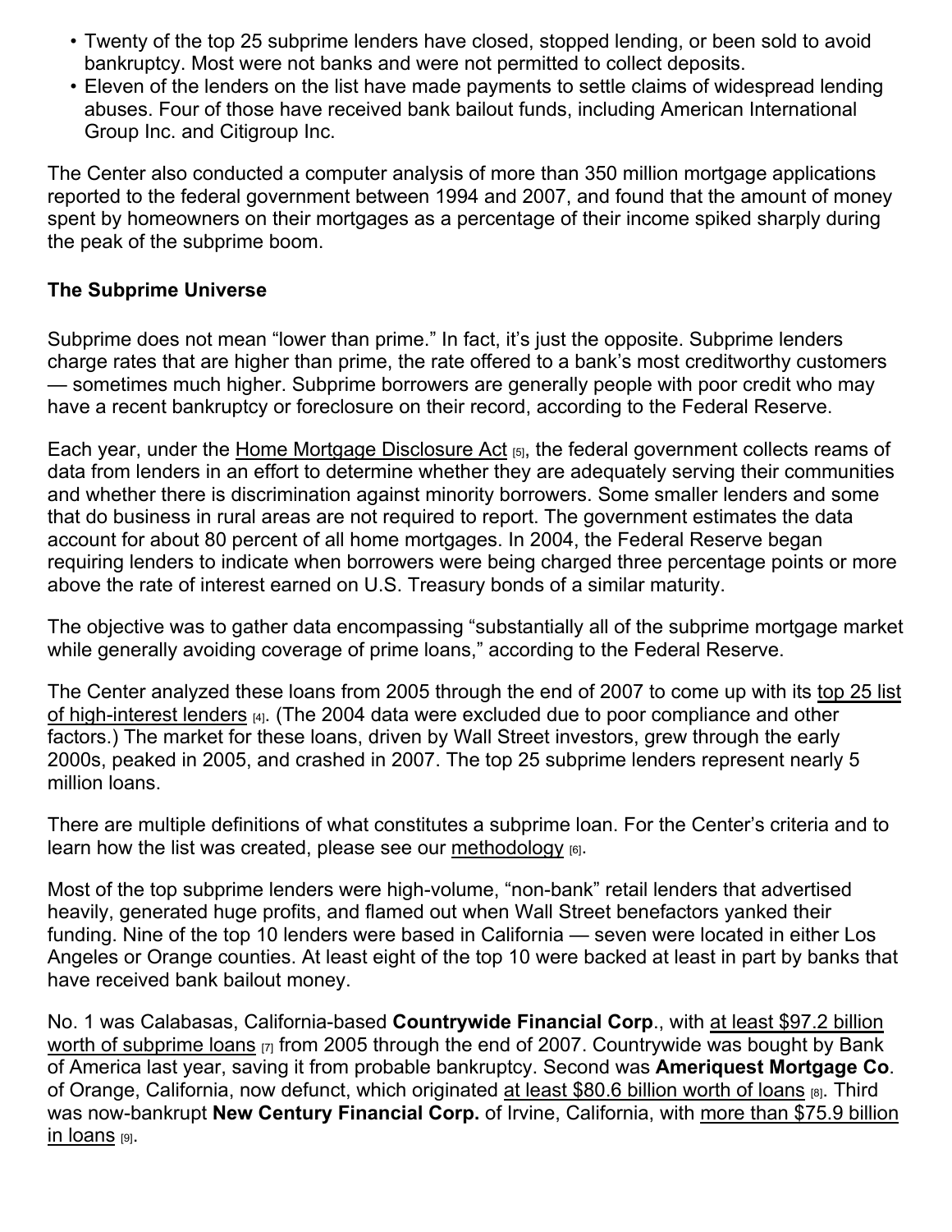- Twenty of the top 25 subprime lenders have closed, stopped lending, or been sold to avoid bankruptcy. Most were not banks and were not permitted to collect deposits.
- Eleven of the lenders on the list have made payments to settle claims of widespread lending abuses. Four of those have received bank bailout funds, including American International Group Inc. and Citigroup Inc.

The Center also conducted a computer analysis of more than 350 million mortgage applications reported to the federal government between 1994 and 2007, and found that the amount of money spent by homeowners on their mortgages as a percentage of their income spiked sharply during the peak of the subprime boom.

**The Subprime Universe**

Subprime does not mean "lower than prime." In fact, it's just the opposite. Subprime lenders charge rates that are higher than prime, the rate offered to a bank's most creditworthy customers — sometimes much higher. Subprime borrowers are generally people with poor credit who may have a recent bankruptcy or foreclosure on their record, according to the Federal Reserve.

Each year, under the Home Mortgage Disclosure Act [5], the federal government collects reams of data from lenders in an effort to determine whether they are adequately serving their communities and whether there is discrimination against minority borrowers. Some smaller lenders and some that do business in rural areas are not required to report. The government estimates the data account for about 80 percent of all home mortgages. In 2004, the Federal Reserve began requiring lenders to indicate when borrowers were being charged three percentage points or more above the rate of interest earned on U.S. Treasury bonds of a similar maturity.

The objective was to gather data encompassing "substantially all of the subprime mortgage market while generally avoiding coverage of prime loans," according to the Federal Reserve.

The Center analyzed these loans from 2005 through the end of 2007 to come up with its top 25 list of high-interest lenders [4]. (The 2004 data were excluded due to poor compliance and other factors.) The market for these loans, driven by Wall Street investors, grew through the early 2000s, peaked in 2005, and crashed in 2007. The top 25 subprime lenders represent nearly 5 million loans.

There are multiple definitions of what constitutes a subprime loan. For the Center's criteria and to learn how the list was created, please see our methodology [6].

Most of the top subprime lenders were high-volume, "non-bank" retail lenders that advertised heavily, generated huge profits, and flamed out when Wall Street benefactors yanked their funding. Nine of the top 10 lenders were based in California — seven were located in either Los Angeles or Orange counties. At least eight of the top 10 were backed at least in part by banks that have received bank bailout money.

No. 1 was Calabasas, California-based **Countrywide Financial Corp**., with at least $97.2 billion worth of subprime loans [7] from 2005 through the end of 2007. Countrywide was bought by Bank of America last year, saving it from probable bankruptcy. Second was **Ameriquest Mortgage Co**. of Orange, California, now defunct, which originated at least $80.6 billion worth of loans [8]. Third was now-bankrupt **New Century Financial Corp.** of Irvine, California, with more than $75.9 billion in loans [9].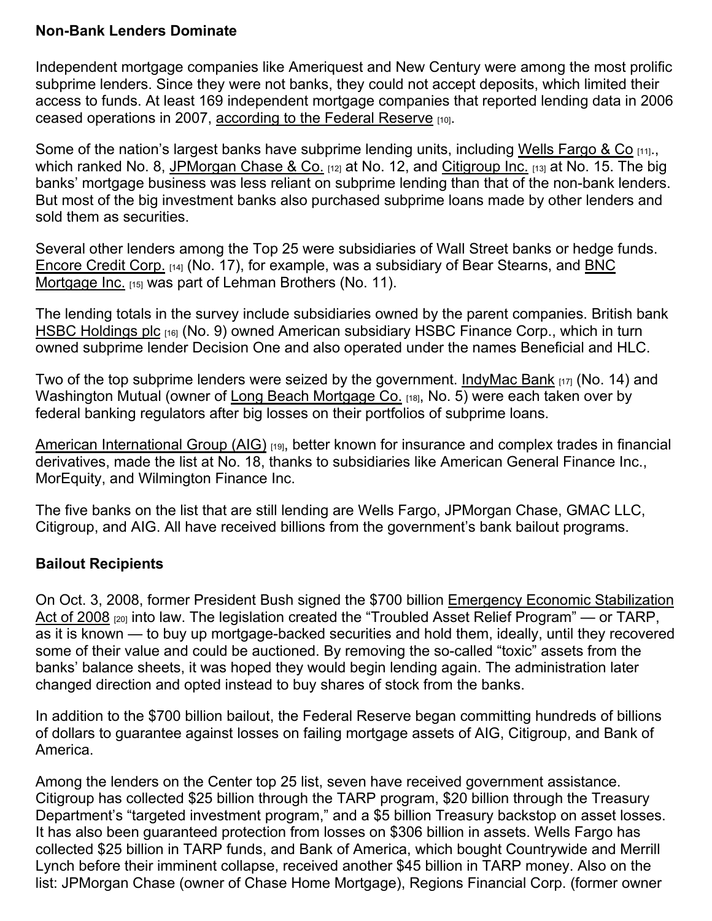## Non-Bank Lenders Dominate

Independent mortgage companies like Ameriquest and New Century were among the most prolific subprime lenders. Since they were not banks, they could not accept deposits, which limited their access to funds. At least 169 independent mortgage companies that reported lending data in 2006 ceased operations in 2007, according to the Federal Reserve [10].

Some of the nation's largest banks have subprime lending units, including Wells Fargo & Co [11]., which ranked No. 8, JPMorgan Chase & Co. [12] at No. 12, and Citigroup Inc. [13] at No. 15. The big banks' mortgage business was less reliant on subprime lending than that of the non-bank lenders. But most of the big investment banks also purchased subprime loans made by other lenders and sold them as securities.

Several other lenders among the Top 25 were subsidiaries of Wall Street banks or hedge funds. Encore Credit Corp. [14] (No. 17), for example, was a subsidiary of Bear Stearns, and BNC Mortgage Inc. [15] was part of Lehman Brothers (No. 11).

The lending totals in the survey include subsidiaries owned by the parent companies. British bank HSBC Holdings plc [16] (No. 9) owned American subsidiary HSBC Finance Corp., which in turn owned subprime lender Decision One and also operated under the names Beneficial and HLC.

Two of the top subprime lenders were seized by the government. IndyMac Bank [17] (No. 14) and Washington Mutual (owner of Long Beach Mortgage Co. [18], No. 5) were each taken over by federal banking regulators after big losses on their portfolios of subprime loans.

American International Group (AIG) [19], better known for insurance and complex trades in financial derivatives, made the list at No. 18, thanks to subsidiaries like American General Finance Inc., MorEquity, and Wilmington Finance Inc.

The five banks on the list that are still lending are Wells Fargo, JPMorgan Chase, GMAC LLC, Citigroup, and AIG. All have received billions from the government's bank bailout programs.

## Bailout Recipients

On Oct. 3, 2008, former President Bush signed the $700 billion Emergency Economic Stabilization Act of 2008 [20] into law. The legislation created the "Troubled Asset Relief Program" — or TARP, as it is known — to buy up mortgage-backed securities and hold them, ideally, until they recovered some of their value and could be auctioned. By removing the so-called "toxic" assets from the banks' balance sheets, it was hoped they would begin lending again. The administration later changed direction and opted instead to buy shares of stock from the banks.

In addition to the $700 billion bailout, the Federal Reserve began committing hundreds of billions of dollars to guarantee against losses on failing mortgage assets of AIG, Citigroup, and Bank of America.

Among the lenders on the Center top 25 list, seven have received government assistance. Citigroup has collected $25 billion through the TARP program, $20 billion through the Treasury Department's "targeted investment program," and a $5 billion Treasury backstop on asset losses. It has also been guaranteed protection from losses on $306 billion in assets. Wells Fargo has collected $25 billion in TARP funds, and Bank of America, which bought Countrywide and Merrill Lynch before their imminent collapse, received another $45 billion in TARP money. Also on the list: JPMorgan Chase (owner of Chase Home Mortgage), Regions Financial Corp. (former owner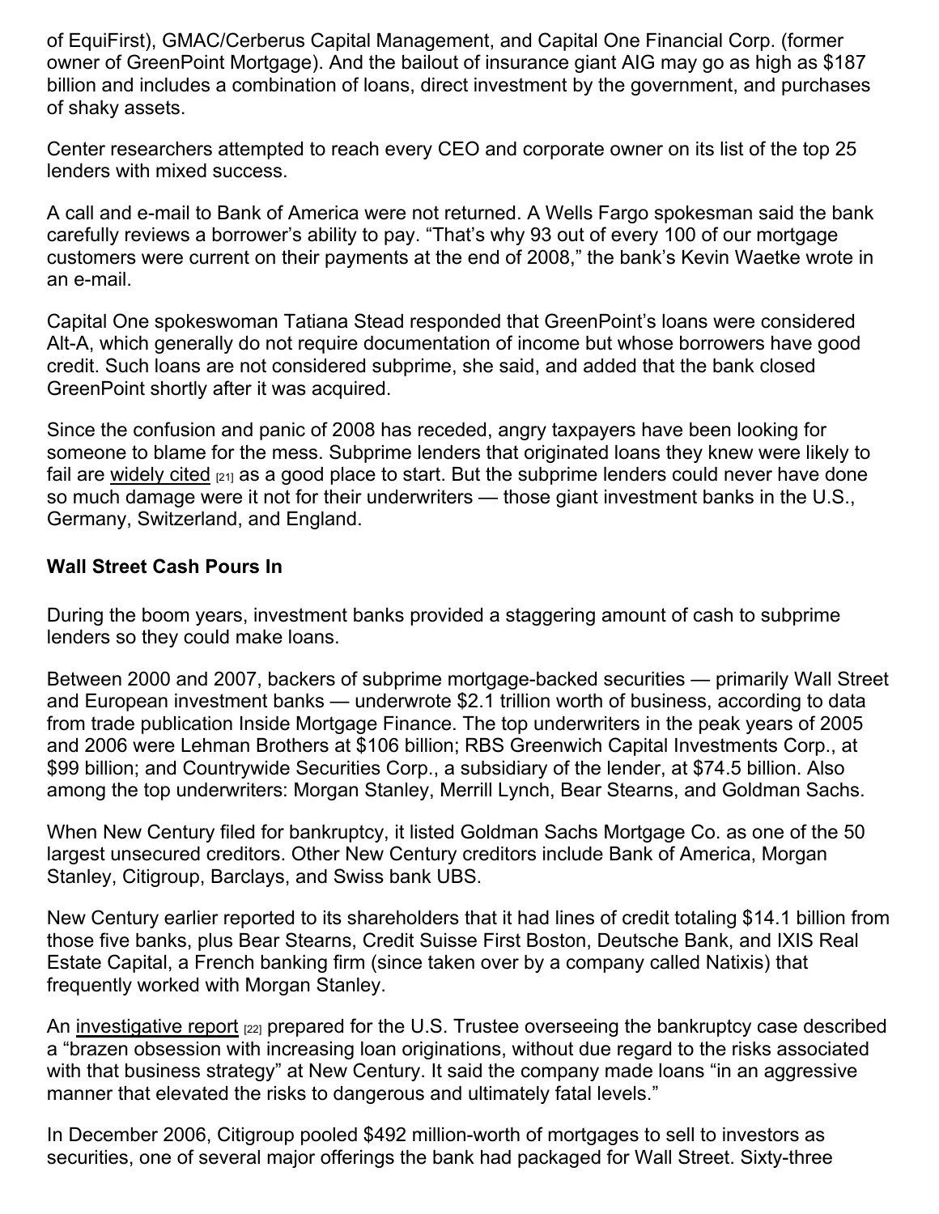of EquiFirst), GMAC/Cerberus Capital Management, and Capital One Financial Corp. (former owner of GreenPoint Mortgage). And the bailout of insurance giant AIG may go as high as $187 billion and includes a combination of loans, direct investment by the government, and purchases of shaky assets.

Center researchers attempted to reach every CEO and corporate owner on its list of the top 25 lenders with mixed success.

A call and e-mail to Bank of America were not returned. A Wells Fargo spokesman said the bank carefully reviews a borrower's ability to pay. "That's why 93 out of every 100 of our mortgage customers were current on their payments at the end of 2008," the bank's Kevin Waetke wrote in an e-mail.

Capital One spokeswoman Tatiana Stead responded that GreenPoint's loans were considered Alt-A, which generally do not require documentation of income but whose borrowers have good credit. Such loans are not considered subprime, she said, and added that the bank closed GreenPoint shortly after it was acquired.

Since the confusion and panic of 2008 has receded, angry taxpayers have been looking for someone to blame for the mess. Subprime lenders that originated loans they knew were likely to fail are widely cited [21] as a good place to start. But the subprime lenders could never have done so much damage were it not for their underwriters — those giant investment banks in the U.S., Germany, Switzerland, and England.

## Wall Street Cash Pours In

During the boom years, investment banks provided a staggering amount of cash to subprime lenders so they could make loans.

Between 2000 and 2007, backers of subprime mortgage-backed securities — primarily Wall Street and European investment banks — underwrote $2.1 trillion worth of business, according to data from trade publication Inside Mortgage Finance. The top underwriters in the peak years of 2005 and 2006 were Lehman Brothers at $106 billion; RBS Greenwich Capital Investments Corp., at $99 billion; and Countrywide Securities Corp., a subsidiary of the lender, at $74.5 billion. Also among the top underwriters: Morgan Stanley, Merrill Lynch, Bear Stearns, and Goldman Sachs.

When New Century filed for bankruptcy, it listed Goldman Sachs Mortgage Co. as one of the 50 largest unsecured creditors. Other New Century creditors include Bank of America, Morgan Stanley, Citigroup, Barclays, and Swiss bank UBS.

New Century earlier reported to its shareholders that it had lines of credit totaling $14.1 billion from those five banks, plus Bear Stearns, Credit Suisse First Boston, Deutsche Bank, and IXIS Real Estate Capital, a French banking firm (since taken over by a company called Natixis) that frequently worked with Morgan Stanley.

An investigative report [22] prepared for the U.S. Trustee overseeing the bankruptcy case described a "brazen obsession with increasing loan originations, without due regard to the risks associated with that business strategy" at New Century. It said the company made loans "in an aggressive manner that elevated the risks to dangerous and ultimately fatal levels."

In December 2006, Citigroup pooled $492 million-worth of mortgages to sell to investors as securities, one of several major offerings the bank had packaged for Wall Street. Sixty-three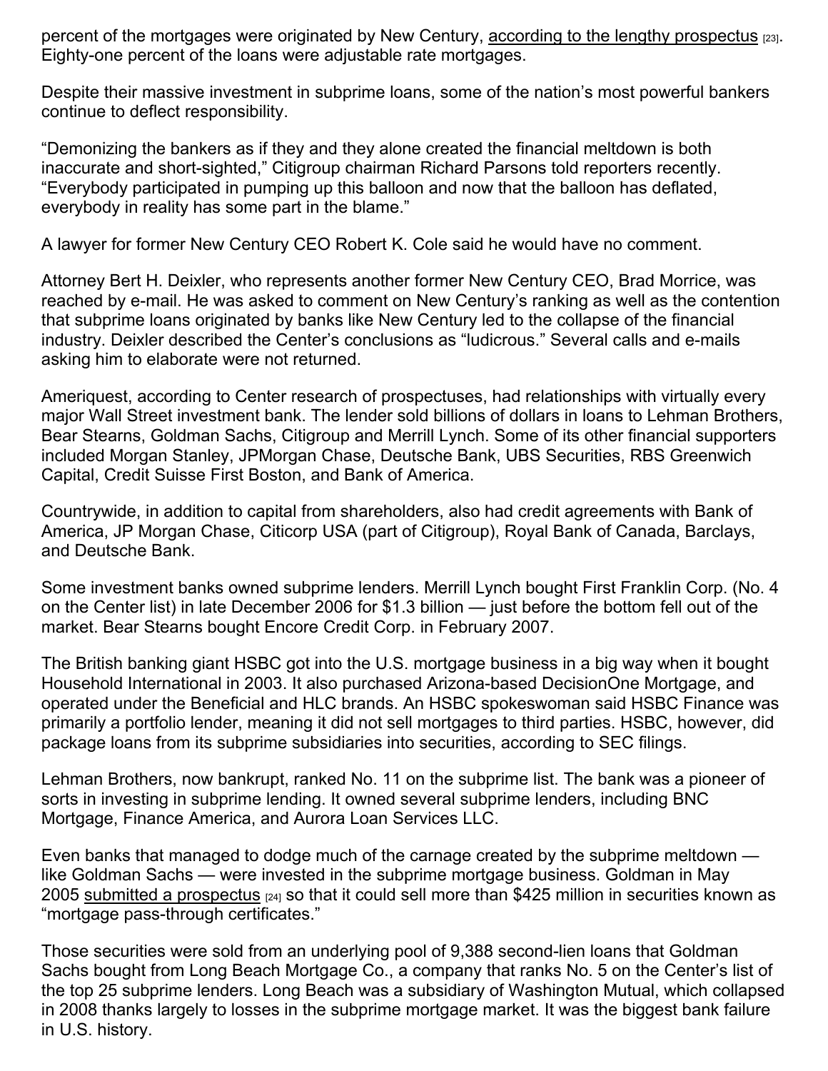percent of the mortgages were originated by New Century, according to the lengthy prospectus [23]. Eighty-one percent of the loans were adjustable rate mortgages.

Despite their massive investment in subprime loans, some of the nation's most powerful bankers continue to deflect responsibility.

"Demonizing the bankers as if they and they alone created the financial meltdown is both inaccurate and short-sighted," Citigroup chairman Richard Parsons told reporters recently. "Everybody participated in pumping up this balloon and now that the balloon has deflated, everybody in reality has some part in the blame."

A lawyer for former New Century CEO Robert K. Cole said he would have no comment.

Attorney Bert H. Deixler, who represents another former New Century CEO, Brad Morrice, was reached by e-mail. He was asked to comment on New Century's ranking as well as the contention that subprime loans originated by banks like New Century led to the collapse of the financial industry. Deixler described the Center's conclusions as "ludicrous." Several calls and e-mails asking him to elaborate were not returned.

Ameriquest, according to Center research of prospectuses, had relationships with virtually every major Wall Street investment bank. The lender sold billions of dollars in loans to Lehman Brothers, Bear Stearns, Goldman Sachs, Citigroup and Merrill Lynch. Some of its other financial supporters included Morgan Stanley, JPMorgan Chase, Deutsche Bank, UBS Securities, RBS Greenwich Capital, Credit Suisse First Boston, and Bank of America.

Countrywide, in addition to capital from shareholders, also had credit agreements with Bank of America, JP Morgan Chase, Citicorp USA (part of Citigroup), Royal Bank of Canada, Barclays, and Deutsche Bank.

Some investment banks owned subprime lenders. Merrill Lynch bought First Franklin Corp. (No. 4 on the Center list) in late December 2006 for $1.3 billion — just before the bottom fell out of the market. Bear Stearns bought Encore Credit Corp. in February 2007.

The British banking giant HSBC got into the U.S. mortgage business in a big way when it bought Household International in 2003. It also purchased Arizona-based DecisionOne Mortgage, and operated under the Beneficial and HLC brands. An HSBC spokeswoman said HSBC Finance was primarily a portfolio lender, meaning it did not sell mortgages to third parties. HSBC, however, did package loans from its subprime subsidiaries into securities, according to SEC filings.

Lehman Brothers, now bankrupt, ranked No. 11 on the subprime list. The bank was a pioneer of sorts in investing in subprime lending. It owned several subprime lenders, including BNC Mortgage, Finance America, and Aurora Loan Services LLC.

Even banks that managed to dodge much of the carnage created by the subprime meltdown — like Goldman Sachs — were invested in the subprime mortgage business. Goldman in May 2005 submitted a prospectus [24] so that it could sell more than $425 million in securities known as "mortgage pass-through certificates."

Those securities were sold from an underlying pool of 9,388 second-lien loans that Goldman Sachs bought from Long Beach Mortgage Co., a company that ranks No. 5 on the Center's list of the top 25 subprime lenders. Long Beach was a subsidiary of Washington Mutual, which collapsed in 2008 thanks largely to losses in the subprime mortgage market. It was the biggest bank failure in U.S. history.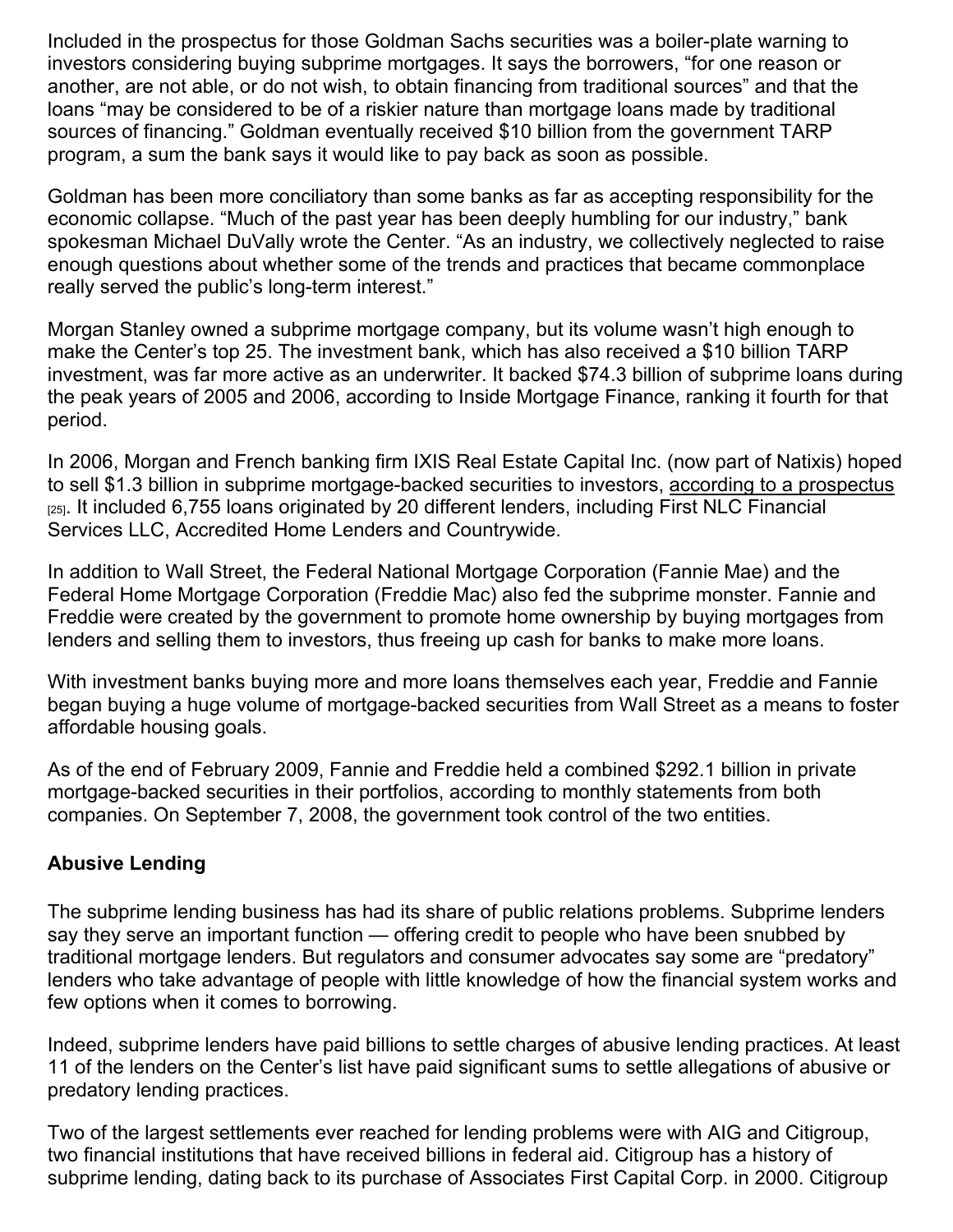Included in the prospectus for those Goldman Sachs securities was a boiler-plate warning to investors considering buying subprime mortgages. It says the borrowers, “for one reason or another, are not able, or do not wish, to obtain financing from traditional sources” and that the loans “may be considered to be of a riskier nature than mortgage loans made by traditional sources of financing.” Goldman eventually received $10 billion from the government TARP program, a sum the bank says it would like to pay back as soon as possible.

Goldman has been more conciliatory than some banks as far as accepting responsibility for the economic collapse. “Much of the past year has been deeply humbling for our industry,” bank spokesman Michael DuVally wrote the Center. “As an industry, we collectively neglected to raise enough questions about whether some of the trends and practices that became commonplace really served the public’s long-term interest.”

Morgan Stanley owned a subprime mortgage company, but its volume wasn’t high enough to make the Center’s top 25. The investment bank, which has also received a $10 billion TARP investment, was far more active as an underwriter. It backed $74.3 billion of subprime loans during the peak years of 2005 and 2006, according to Inside Mortgage Finance, ranking it fourth for that period.

In 2006, Morgan and French banking firm IXIS Real Estate Capital Inc. (now part of Natixis) hoped to sell $1.3 billion in subprime mortgage-backed securities to investors, according to a prospectus [25]. It included 6,755 loans originated by 20 different lenders, including First NLC Financial Services LLC, Accredited Home Lenders and Countrywide.

In addition to Wall Street, the Federal National Mortgage Corporation (Fannie Mae) and the Federal Home Mortgage Corporation (Freddie Mac) also fed the subprime monster. Fannie and Freddie were created by the government to promote home ownership by buying mortgages from lenders and selling them to investors, thus freeing up cash for banks to make more loans.

With investment banks buying more and more loans themselves each year, Freddie and Fannie began buying a huge volume of mortgage-backed securities from Wall Street as a means to foster affordable housing goals.

As of the end of February 2009, Fannie and Freddie held a combined $292.1 billion in private mortgage-backed securities in their portfolios, according to monthly statements from both companies. On September 7, 2008, the government took control of the two entities.

**Abusive Lending**

The subprime lending business has had its share of public relations problems. Subprime lenders say they serve an important function — offering credit to people who have been snubbed by traditional mortgage lenders. But regulators and consumer advocates say some are “predatory” lenders who take advantage of people with little knowledge of how the financial system works and few options when it comes to borrowing.

Indeed, subprime lenders have paid billions to settle charges of abusive lending practices. At least 11 of the lenders on the Center’s list have paid significant sums to settle allegations of abusive or predatory lending practices.

Two of the largest settlements ever reached for lending problems were with AIG and Citigroup, two financial institutions that have received billions in federal aid. Citigroup has a history of subprime lending, dating back to its purchase of Associates First Capital Corp. in 2000. Citigroup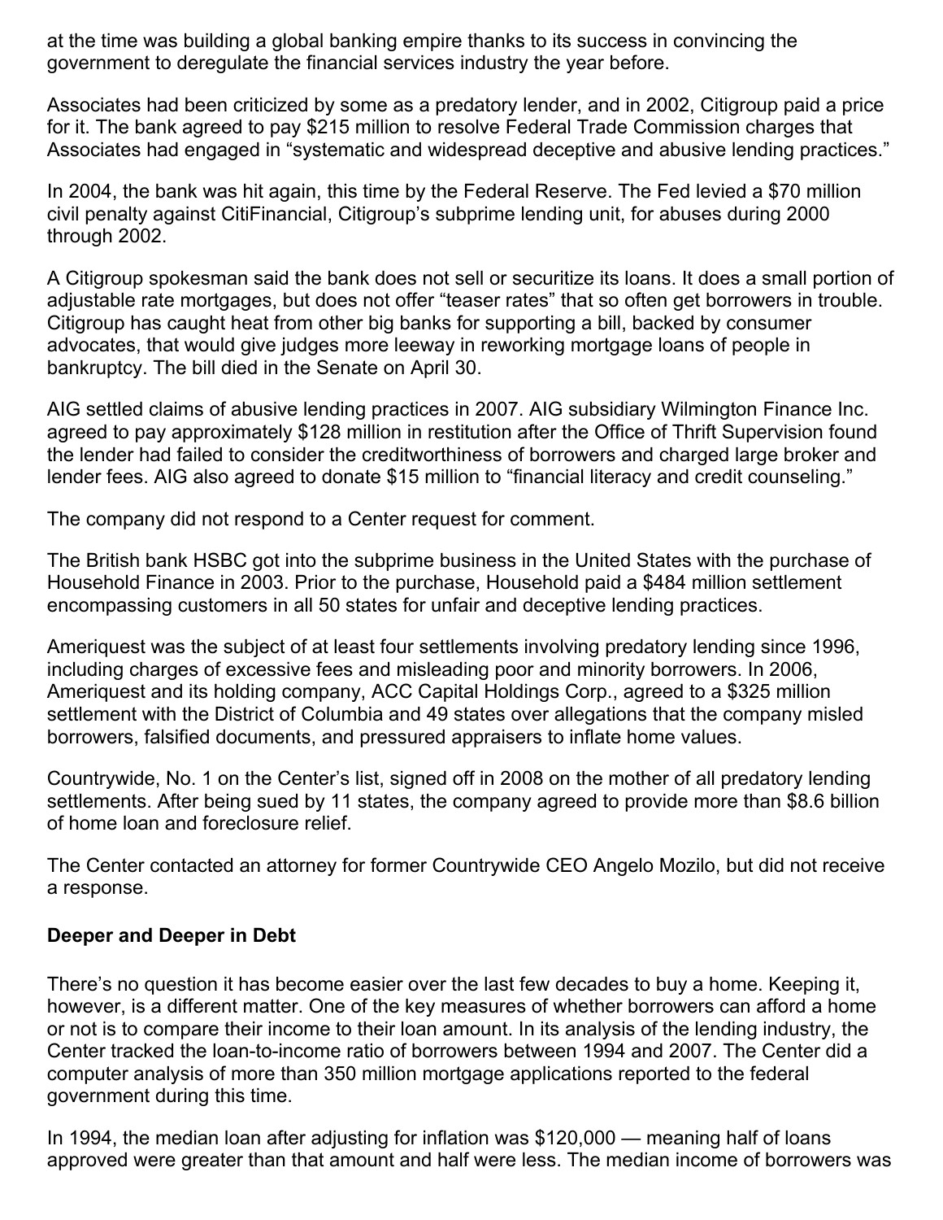at the time was building a global banking empire thanks to its success in convincing the government to deregulate the financial services industry the year before.

Associates had been criticized by some as a predatory lender, and in 2002, Citigroup paid a price for it. The bank agreed to pay $215 million to resolve Federal Trade Commission charges that Associates had engaged in "systematic and widespread deceptive and abusive lending practices."

In 2004, the bank was hit again, this time by the Federal Reserve. The Fed levied a $70 million civil penalty against CitiFinancial, Citigroup's subprime lending unit, for abuses during 2000 through 2002.

A Citigroup spokesman said the bank does not sell or securitize its loans. It does a small portion of adjustable rate mortgages, but does not offer "teaser rates" that so often get borrowers in trouble. Citigroup has caught heat from other big banks for supporting a bill, backed by consumer advocates, that would give judges more leeway in reworking mortgage loans of people in bankruptcy. The bill died in the Senate on April 30.

AIG settled claims of abusive lending practices in 2007. AIG subsidiary Wilmington Finance Inc. agreed to pay approximately $128 million in restitution after the Office of Thrift Supervision found the lender had failed to consider the creditworthiness of borrowers and charged large broker and lender fees. AIG also agreed to donate $15 million to "financial literacy and credit counseling."

The company did not respond to a Center request for comment.

The British bank HSBC got into the subprime business in the United States with the purchase of Household Finance in 2003. Prior to the purchase, Household paid a $484 million settlement encompassing customers in all 50 states for unfair and deceptive lending practices.

Ameriquest was the subject of at least four settlements involving predatory lending since 1996, including charges of excessive fees and misleading poor and minority borrowers. In 2006, Ameriquest and its holding company, ACC Capital Holdings Corp., agreed to a $325 million settlement with the District of Columbia and 49 states over allegations that the company misled borrowers, falsified documents, and pressured appraisers to inflate home values.

Countrywide, No. 1 on the Center's list, signed off in 2008 on the mother of all predatory lending settlements. After being sued by 11 states, the company agreed to provide more than $8.6 billion of home loan and foreclosure relief.

The Center contacted an attorney for former Countrywide CEO Angelo Mozilo, but did not receive a response.

### Deeper and Deeper in Debt

There's no question it has become easier over the last few decades to buy a home. Keeping it, however, is a different matter. One of the key measures of whether borrowers can afford a home or not is to compare their income to their loan amount. In its analysis of the lending industry, the Center tracked the loan-to-income ratio of borrowers between 1994 and 2007. The Center did a computer analysis of more than 350 million mortgage applications reported to the federal government during this time.

In 1994, the median loan after adjusting for inflation was $120,000 — meaning half of loans approved were greater than that amount and half were less. The median income of borrowers was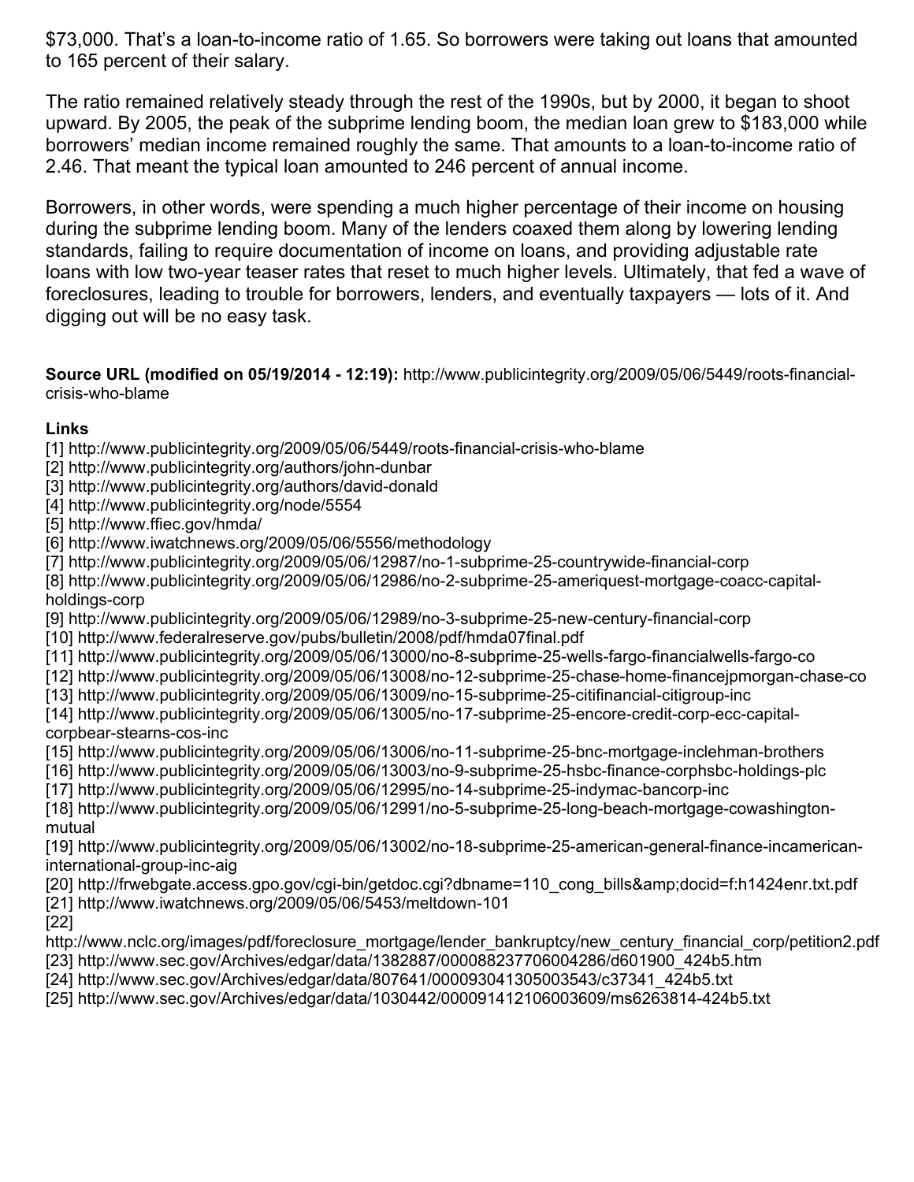$73,000. That's a loan-to-income ratio of 1.65. So borrowers were taking out loans that amounted to 165 percent of their salary.

The ratio remained relatively steady through the rest of the 1990s, but by 2000, it began to shoot upward. By 2005, the peak of the subprime lending boom, the median loan grew to $183,000 while borrowers' median income remained roughly the same. That amounts to a loan-to-income ratio of 2.46. That meant the typical loan amounted to 246 percent of annual income.

Borrowers, in other words, were spending a much higher percentage of their income on housing during the subprime lending boom. Many of the lenders coaxed them along by lowering lending standards, failing to require documentation of income on loans, and providing adjustable rate loans with low two-year teaser rates that reset to much higher levels. Ultimately, that fed a wave of foreclosures, leading to trouble for borrowers, lenders, and eventually taxpayers — lots of it. And digging out will be no easy task.

**Source URL (modified on 05/19/2014 - 12:19):** http://www.publicintegrity.org/2009/05/06/5449/roots-financial-crisis-who-blame

**Links**

[1] http://www.publicintegrity.org/2009/05/06/5449/roots-financial-crisis-who-blame
[2] http://www.publicintegrity.org/authors/john-dunbar
[3] http://www.publicintegrity.org/authors/david-donald
[4] http://www.publicintegrity.org/node/5554
[5] http://www.ffiec.gov/hmda/
[6] http://www.iwatchnews.org/2009/05/06/5556/methodology
[7] http://www.publicintegrity.org/2009/05/06/12987/no-1-subprime-25-countrywide-financial-corp
[8] http://www.publicintegrity.org/2009/05/06/12986/no-2-subprime-25-ameriquest-mortgage-coacc-capital-holdings-corp
[9] http://www.publicintegrity.org/2009/05/06/12989/no-3-subprime-25-new-century-financial-corp
[10] http://www.federalreserve.gov/pubs/bulletin/2008/pdf/hmda07final.pdf
[11] http://www.publicintegrity.org/2009/05/06/13000/no-8-subprime-25-wells-fargo-financialwells-fargo-co
[12] http://www.publicintegrity.org/2009/05/06/13008/no-12-subprime-25-chase-home-financejpmorgan-chase-co
[13] http://www.publicintegrity.org/2009/05/06/13009/no-15-subprime-25-citifinancial-citigroup-inc
[14] http://www.publicintegrity.org/2009/05/06/13005/no-17-subprime-25-encore-credit-corp-ecc-capital-corpbear-stearns-cos-inc
[15] http://www.publicintegrity.org/2009/05/06/13006/no-11-subprime-25-bnc-mortgage-inclehman-brothers
[16] http://www.publicintegrity.org/2009/05/06/13003/no-9-subprime-25-hsbc-finance-corphsbc-holdings-plc
[17] http://www.publicintegrity.org/2009/05/06/12995/no-14-subprime-25-indymac-bancorp-inc
[18] http://www.publicintegrity.org/2009/05/06/12991/no-5-subprime-25-long-beach-mortgage-cowashington-mutual
[19] http://www.publicintegrity.org/2009/05/06/13002/no-18-subprime-25-american-general-finance-incamerican-international-group-inc-aig
[20] http://frwebgate.access.gpo.gov/cgi-bin/getdoc.cgi?dbname=110_cong_bills&amp;docid=f:h1424enr.txt.pdf
[21] http://www.iwatchnews.org/2009/05/06/5453/meltdown-101
[22] http://www.nclc.org/images/pdf/foreclosure_mortgage/lender_bankruptcy/new_century_financial_corp/petition2.pdf
[23] http://www.sec.gov/Archives/edgar/data/1382887/000088237706004286/d601900_424b5.htm
[24] http://www.sec.gov/Archives/edgar/data/807641/000093041305003543/c37341_424b5.txt
[25] http://www.sec.gov/Archives/edgar/data/1030442/000091412106003609/ms6263814-424b5.txt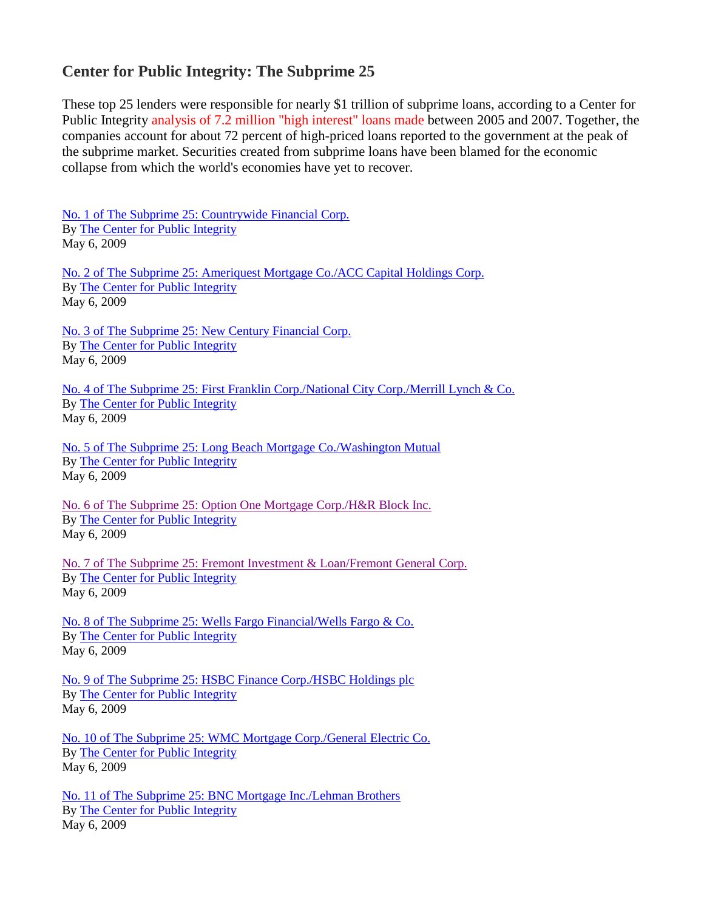## Center for Public Integrity: The Subprime 25

These top 25 lenders were responsible for nearly $1 trillion of subprime loans, according to a Center for Public Integrity analysis of 7.2 million "high interest" loans made between 2005 and 2007. Together, the companies account for about 72 percent of high-priced loans reported to the government at the peak of the subprime market. Securities created from subprime loans have been blamed for the economic collapse from which the world's economies have yet to recover.

No. 1 of The Subprime 25: Countrywide Financial Corp.
By The Center for Public Integrity
May 6, 2009

No. 2 of The Subprime 25: Ameriquest Mortgage Co./ACC Capital Holdings Corp.
By The Center for Public Integrity
May 6, 2009

No. 3 of The Subprime 25: New Century Financial Corp.
By The Center for Public Integrity
May 6, 2009

No. 4 of The Subprime 25: First Franklin Corp./National City Corp./Merrill Lynch & Co.
By The Center for Public Integrity
May 6, 2009

No. 5 of The Subprime 25: Long Beach Mortgage Co./Washington Mutual
By The Center for Public Integrity
May 6, 2009

No. 6 of The Subprime 25: Option One Mortgage Corp./H&R Block Inc.
By The Center for Public Integrity
May 6, 2009

No. 7 of The Subprime 25: Fremont Investment & Loan/Fremont General Corp.
By The Center for Public Integrity
May 6, 2009

No. 8 of The Subprime 25: Wells Fargo Financial/Wells Fargo & Co.
By The Center for Public Integrity
May 6, 2009

No. 9 of The Subprime 25: HSBC Finance Corp./HSBC Holdings plc
By The Center for Public Integrity
May 6, 2009

No. 10 of The Subprime 25: WMC Mortgage Corp./General Electric Co.
By The Center for Public Integrity
May 6, 2009

No. 11 of The Subprime 25: BNC Mortgage Inc./Lehman Brothers
By The Center for Public Integrity
May 6, 2009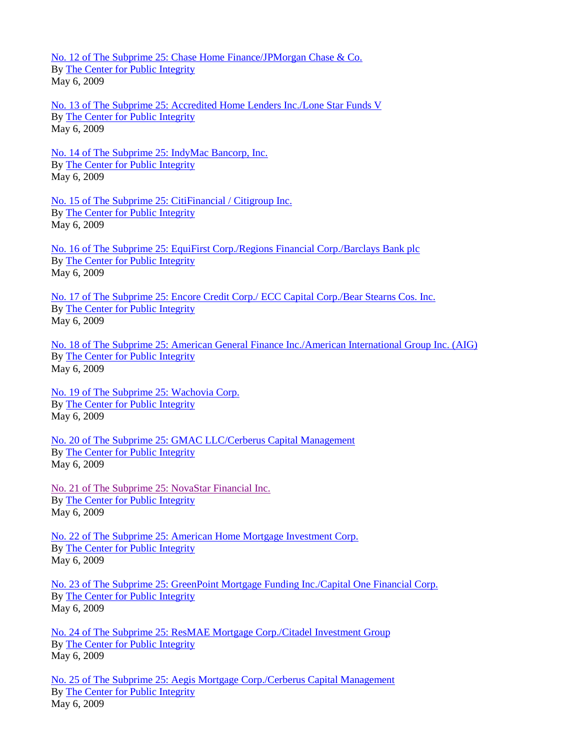No. 12 of The Subprime 25: Chase Home Finance/JPMorgan Chase & Co.
By The Center for Public Integrity
May 6, 2009

No. 13 of The Subprime 25: Accredited Home Lenders Inc./Lone Star Funds V
By The Center for Public Integrity
May 6, 2009

No. 14 of The Subprime 25: IndyMac Bancorp, Inc.
By The Center for Public Integrity
May 6, 2009

No. 15 of The Subprime 25: CitiFinancial / Citigroup Inc.
By The Center for Public Integrity
May 6, 2009

No. 16 of The Subprime 25: EquiFirst Corp./Regions Financial Corp./Barclays Bank plc
By The Center for Public Integrity
May 6, 2009

No. 17 of The Subprime 25: Encore Credit Corp./ ECC Capital Corp./Bear Stearns Cos. Inc.
By The Center for Public Integrity
May 6, 2009

No. 18 of The Subprime 25: American General Finance Inc./American International Group Inc. (AIG)
By The Center for Public Integrity
May 6, 2009

No. 19 of The Subprime 25: Wachovia Corp.
By The Center for Public Integrity
May 6, 2009

No. 20 of The Subprime 25: GMAC LLC/Cerberus Capital Management
By The Center for Public Integrity
May 6, 2009

No. 21 of The Subprime 25: NovaStar Financial Inc.
By The Center for Public Integrity
May 6, 2009

No. 22 of The Subprime 25: American Home Mortgage Investment Corp.
By The Center for Public Integrity
May 6, 2009

No. 23 of The Subprime 25: GreenPoint Mortgage Funding Inc./Capital One Financial Corp.
By The Center for Public Integrity
May 6, 2009

No. 24 of The Subprime 25: ResMAE Mortgage Corp./Citadel Investment Group
By The Center for Public Integrity
May 6, 2009

No. 25 of The Subprime 25: Aegis Mortgage Corp./Cerberus Capital Management
By The Center for Public Integrity
May 6, 2009